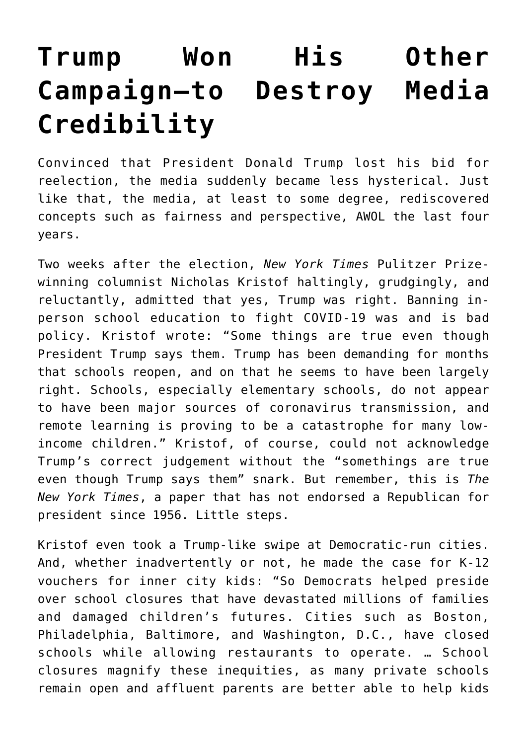# Trump Won His Other Campaign—to Destroy Media Credibility

Convinced that President Donald Trump lost his bid for reelection, the media suddenly became less hysterical. Just like that, the media, at least to some degree, rediscovered concepts such as fairness and perspective, AWOL the last four years.

Two weeks after the election, *New York Times* Pulitzer Prize-winning columnist Nicholas Kristof haltingly, grudgingly, and reluctantly, admitted that yes, Trump was right. Banning in-person school education to fight COVID-19 was and is bad policy. Kristof wrote: "Some things are true even though President Trump says them. Trump has been demanding for months that schools reopen, and on that he seems to have been largely right. Schools, especially elementary schools, do not appear to have been major sources of coronavirus transmission, and remote learning is proving to be a catastrophe for many low-income children." Kristof, of course, could not acknowledge Trump's correct judgement without the "somethings are true even though Trump says them" snark. But remember, this is *The New York Times*, a paper that has not endorsed a Republican for president since 1956. Little steps.

Kristof even took a Trump-like swipe at Democratic-run cities. And, whether inadvertently or not, he made the case for K-12 vouchers for inner city kids: "So Democrats helped preside over school closures that have devastated millions of families and damaged children's futures. Cities such as Boston, Philadelphia, Baltimore, and Washington, D.C., have closed schools while allowing restaurants to operate. … School closures magnify these inequities, as many private schools remain open and affluent parents are better able to help kids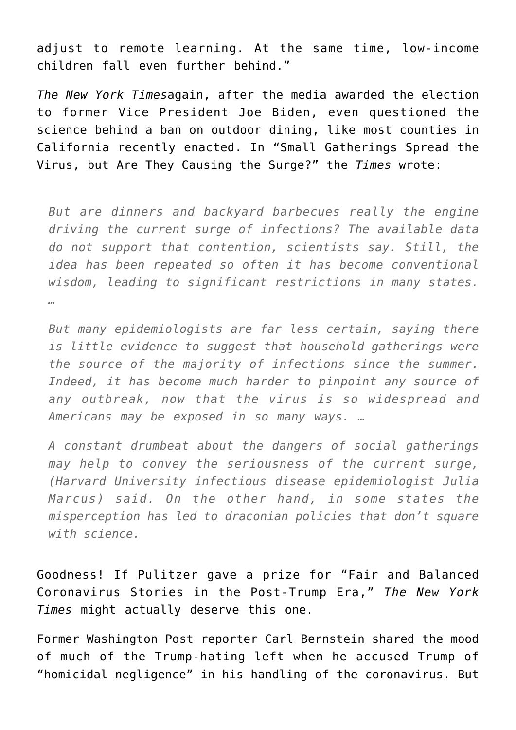adjust to remote learning. At the same time, low-income children fall even further behind."

*The New York Times*again, after the media awarded the election to former Vice President Joe Biden, even questioned the science behind a ban on outdoor dining, like most counties in California recently enacted. In "Small Gatherings Spread the Virus, but Are They Causing the Surge?" the *Times* wrote:

> *But are dinners and backyard barbecues really the engine driving the current surge of infections? The available data do not support that contention, scientists say. Still, the idea has been repeated so often it has become conventional wisdom, leading to significant restrictions in many states. …*
>
> *But many epidemiologists are far less certain, saying there is little evidence to suggest that household gatherings were the source of the majority of infections since the summer. Indeed, it has become much harder to pinpoint any source of any outbreak, now that the virus is so widespread and Americans may be exposed in so many ways. …*
>
> *A constant drumbeat about the dangers of social gatherings may help to convey the seriousness of the current surge, (Harvard University infectious disease epidemiologist Julia Marcus) said. On the other hand, in some states the misperception has led to draconian policies that don't square with science.*

Goodness! If Pulitzer gave a prize for "Fair and Balanced Coronavirus Stories in the Post-Trump Era," *The New York Times* might actually deserve this one.

Former Washington Post reporter Carl Bernstein shared the mood of much of the Trump-hating left when he accused Trump of "homicidal negligence" in his handling of the coronavirus. But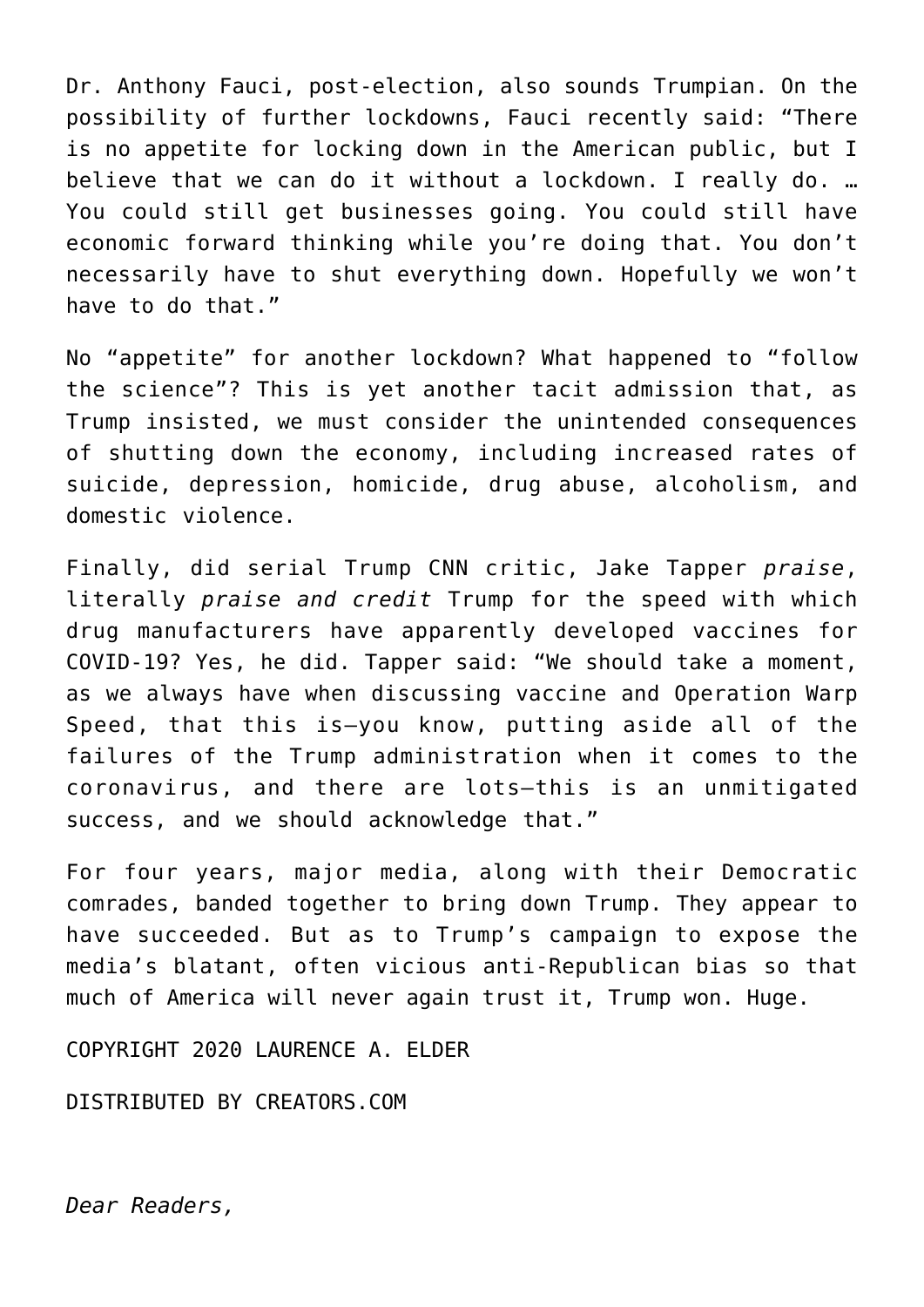Dr. Anthony Fauci, post-election, also sounds Trumpian. On the possibility of further lockdowns, Fauci recently said: “There is no appetite for locking down in the American public, but I believe that we can do it without a lockdown. I really do. … You could still get businesses going. You could still have economic forward thinking while you’re doing that. You don’t necessarily have to shut everything down. Hopefully we won’t have to do that.”

No “appetite” for another lockdown? What happened to “follow the science”? This is yet another tacit admission that, as Trump insisted, we must consider the unintended consequences of shutting down the economy, including increased rates of suicide, depression, homicide, drug abuse, alcoholism, and domestic violence.

Finally, did serial Trump CNN critic, Jake Tapper *praise*, literally *praise and credit* Trump for the speed with which drug manufacturers have apparently developed vaccines for COVID-19? Yes, he did. Tapper said: “We should take a moment, as we always have when discussing vaccine and Operation Warp Speed, that this is—you know, putting aside all of the failures of the Trump administration when it comes to the coronavirus, and there are lots—this is an unmitigated success, and we should acknowledge that.”

For four years, major media, along with their Democratic comrades, banded together to bring down Trump. They appear to have succeeded. But as to Trump’s campaign to expose the media’s blatant, often vicious anti-Republican bias so that much of America will never again trust it, Trump won. Huge.

COPYRIGHT 2020 LAURENCE A. ELDER

DISTRIBUTED BY CREATORS.COM

*Dear Readers,*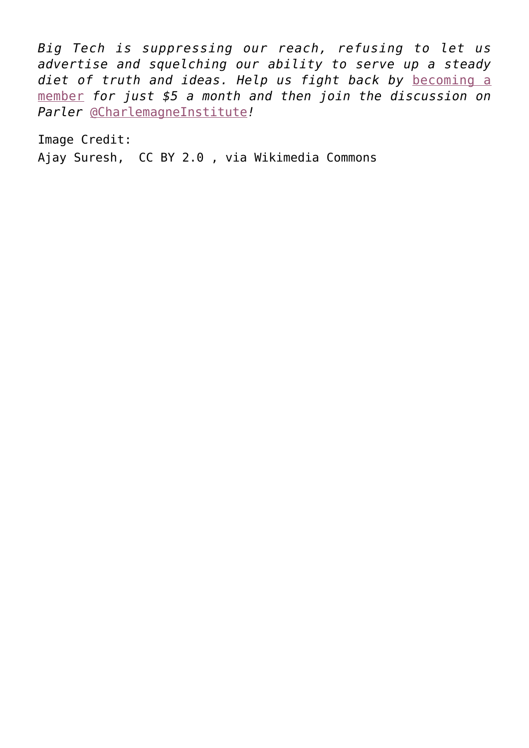*Big Tech is suppressing our reach, refusing to let us advertise and squelching our ability to serve up a steady diet of truth and ideas. Help us fight back by* [becoming a member](#) *for just $5 a month and then join the discussion on Parler* [@CharlemagneInstitute](#)*!*

Image Credit:
Ajay Suresh, CC BY 2.0 , via Wikimedia Commons